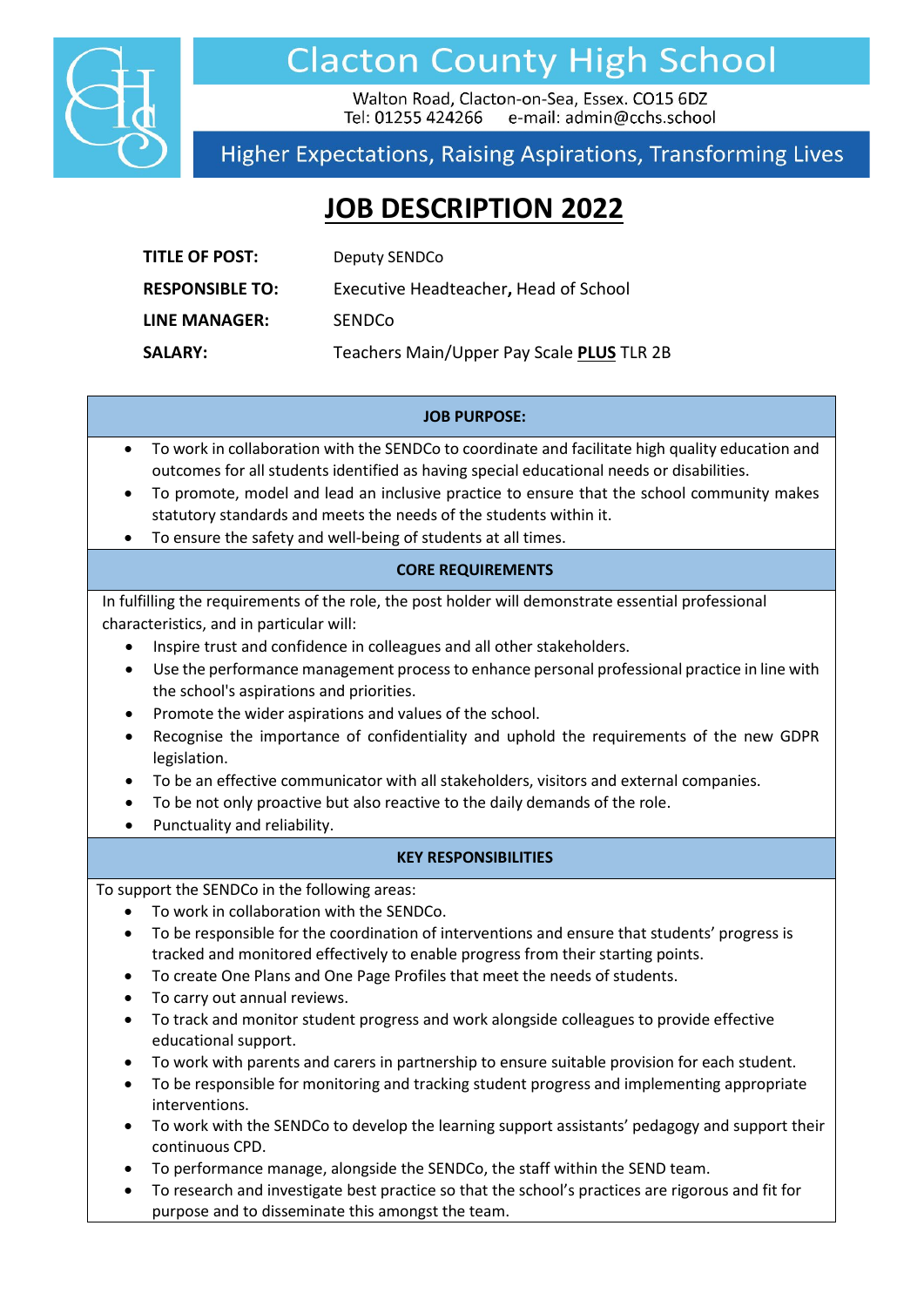# Clacton County High School

Walton Road, Clacton-on-Sea, Essex. CO15 6DZ
Tel: 01255 424266 e-mail: admin@cchs.school

Higher Expectations, Raising Aspirations, Transforming Lives

## JOB DESCRIPTION 2022

| | |
|---|---|
| **TITLE OF POST:** | Deputy SENDCo |
| **RESPONSIBLE TO:** | Executive Headteacher**,** Head of School |
| **LINE MANAGER:** | SENDCo |
| **SALARY:** | Teachers Main/Upper Pay Scale **PLUS** TLR 2B |

### JOB PURPOSE:

- To work in collaboration with the SENDCo to coordinate and facilitate high quality education and outcomes for all students identified as having special educational needs or disabilities.
- To promote, model and lead an inclusive practice to ensure that the school community makes statutory standards and meets the needs of the students within it.
- To ensure the safety and well-being of students at all times.

### CORE REQUIREMENTS

In fulfilling the requirements of the role, the post holder will demonstrate essential professional characteristics, and in particular will:

- Inspire trust and confidence in colleagues and all other stakeholders.
- Use the performance management process to enhance personal professional practice in line with the school's aspirations and priorities.
- Promote the wider aspirations and values of the school.
- Recognise the importance of confidentiality and uphold the requirements of the new GDPR legislation.
- To be an effective communicator with all stakeholders, visitors and external companies.
- To be not only proactive but also reactive to the daily demands of the role.
- Punctuality and reliability.

### KEY RESPONSIBILITIES

To support the SENDCo in the following areas:

- To work in collaboration with the SENDCo.
- To be responsible for the coordination of interventions and ensure that students' progress is tracked and monitored effectively to enable progress from their starting points.
- To create One Plans and One Page Profiles that meet the needs of students.
- To carry out annual reviews.
- To track and monitor student progress and work alongside colleagues to provide effective educational support.
- To work with parents and carers in partnership to ensure suitable provision for each student.
- To be responsible for monitoring and tracking student progress and implementing appropriate interventions.
- To work with the SENDCo to develop the learning support assistants' pedagogy and support their continuous CPD.
- To performance manage, alongside the SENDCo, the staff within the SEND team.
- To research and investigate best practice so that the school's practices are rigorous and fit for purpose and to disseminate this amongst the team.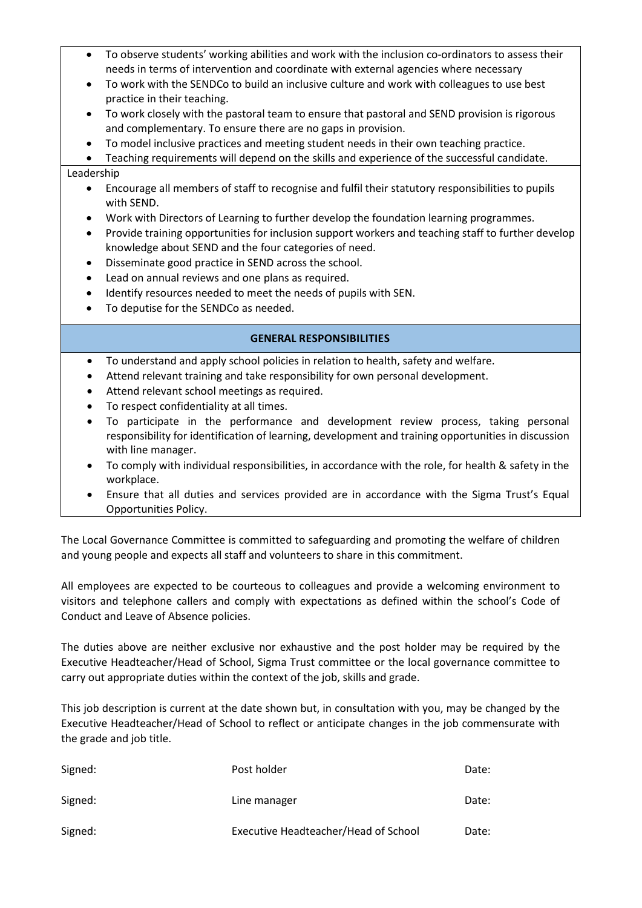- To observe students' working abilities and work with the inclusion co-ordinators to assess their needs in terms of intervention and coordinate with external agencies where necessary
- To work with the SENDCo to build an inclusive culture and work with colleagues to use best practice in their teaching.
- To work closely with the pastoral team to ensure that pastoral and SEND provision is rigorous and complementary. To ensure there are no gaps in provision.
- To model inclusive practices and meeting student needs in their own teaching practice.
- Teaching requirements will depend on the skills and experience of the successful candidate.

Leadership

- Encourage all members of staff to recognise and fulfil their statutory responsibilities to pupils with SEND.
- Work with Directors of Learning to further develop the foundation learning programmes.
- Provide training opportunities for inclusion support workers and teaching staff to further develop knowledge about SEND and the four categories of need.
- Disseminate good practice in SEND across the school.
- Lead on annual reviews and one plans as required.
- Identify resources needed to meet the needs of pupils with SEN.
- To deputise for the SENDCo as needed.

## GENERAL RESPONSIBILITIES

- To understand and apply school policies in relation to health, safety and welfare.
- Attend relevant training and take responsibility for own personal development.
- Attend relevant school meetings as required.
- To respect confidentiality at all times.
- To participate in the performance and development review process, taking personal responsibility for identification of learning, development and training opportunities in discussion with line manager.
- To comply with individual responsibilities, in accordance with the role, for health & safety in the workplace.
- Ensure that all duties and services provided are in accordance with the Sigma Trust's Equal Opportunities Policy.

The Local Governance Committee is committed to safeguarding and promoting the welfare of children and young people and expects all staff and volunteers to share in this commitment.

All employees are expected to be courteous to colleagues and provide a welcoming environment to visitors and telephone callers and comply with expectations as defined within the school's Code of Conduct and Leave of Absence policies.

The duties above are neither exclusive nor exhaustive and the post holder may be required by the Executive Headteacher/Head of School, Sigma Trust committee or the local governance committee to carry out appropriate duties within the context of the job, skills and grade.

This job description is current at the date shown but, in consultation with you, may be changed by the Executive Headteacher/Head of School to reflect or anticipate changes in the job commensurate with the grade and job title.

| Signed: | Post holder | Date: |
|---|---|---|
| Signed: | Line manager | Date: |
| Signed: | Executive Headteacher/Head of School | Date: |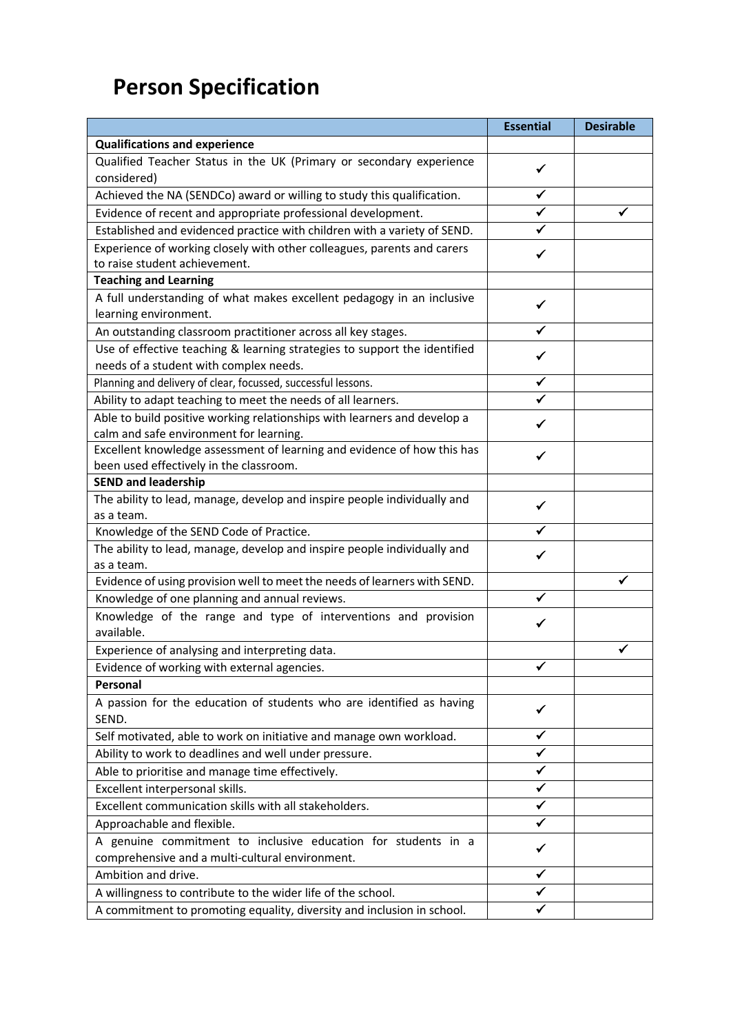# Person Specification

| | Essential | Desirable |
|---|---|---|
| **Qualifications and experience** | | |
| Qualified Teacher Status in the UK (Primary or secondary experience considered) | ✓ | |
| Achieved the NA (SENDCo) award or willing to study this qualification. | ✓ | |
| Evidence of recent and appropriate professional development. | ✓ | ✓ |
| Established and evidenced practice with children with a variety of SEND. | ✓ | |
| Experience of working closely with other colleagues, parents and carers to raise student achievement. | ✓ | |
| **Teaching and Learning** | | |
| A full understanding of what makes excellent pedagogy in an inclusive learning environment. | ✓ | |
| An outstanding classroom practitioner across all key stages. | ✓ | |
| Use of effective teaching & learning strategies to support the identified needs of a student with complex needs. | ✓ | |
| Planning and delivery of clear, focussed, successful lessons. | ✓ | |
| Ability to adapt teaching to meet the needs of all learners. | ✓ | |
| Able to build positive working relationships with learners and develop a calm and safe environment for learning. | ✓ | |
| Excellent knowledge assessment of learning and evidence of how this has been used effectively in the classroom. | ✓ | |
| **SEND and leadership** | | |
| The ability to lead, manage, develop and inspire people individually and as a team. | ✓ | |
| Knowledge of the SEND Code of Practice. | ✓ | |
| The ability to lead, manage, develop and inspire people individually and as a team. | ✓ | |
| Evidence of using provision well to meet the needs of learners with SEND. | | ✓ |
| Knowledge of one planning and annual reviews. | ✓ | |
| Knowledge of the range and type of interventions and provision available. | ✓ | |
| Experience of analysing and interpreting data. | | ✓ |
| Evidence of working with external agencies. | ✓ | |
| **Personal** | | |
| A passion for the education of students who are identified as having SEND. | ✓ | |
| Self motivated, able to work on initiative and manage own workload. | ✓ | |
| Ability to work to deadlines and well under pressure. | ✓ | |
| Able to prioritise and manage time effectively. | ✓ | |
| Excellent interpersonal skills. | ✓ | |
| Excellent communication skills with all stakeholders. | ✓ | |
| Approachable and flexible. | ✓ | |
| A genuine commitment to inclusive education for students in a comprehensive and a multi-cultural environment. | ✓ | |
| Ambition and drive. | ✓ | |
| A willingness to contribute to the wider life of the school. | ✓ | |
| A commitment to promoting equality, diversity and inclusion in school. | ✓ | |